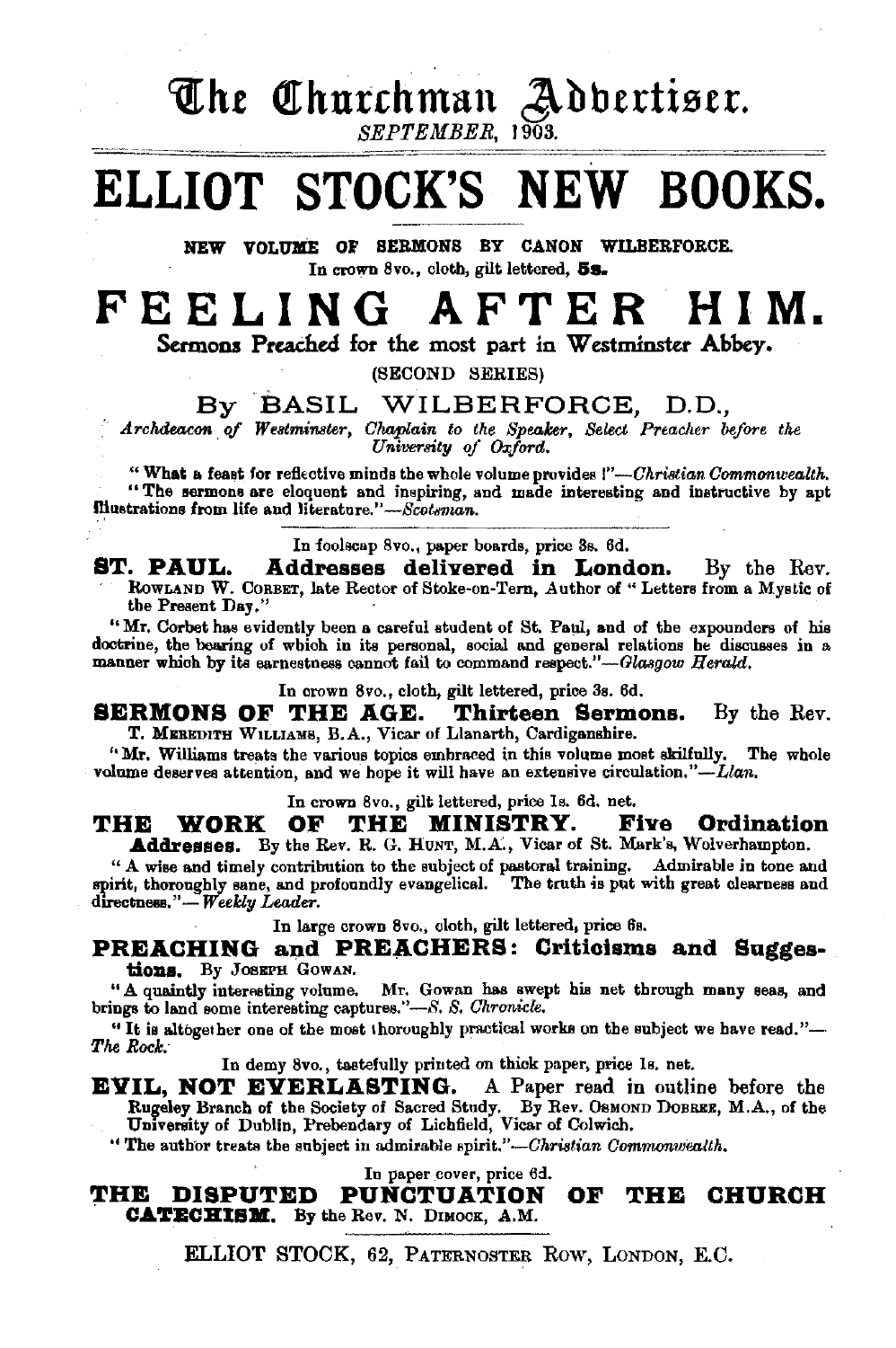# The Churchman Advertiser.

*SEPTEMBER, 1903.*

# ELLIOT STOCK'S NEW BOOKS.

**NEW VOLUME OF SERMONS BY CANON WILBERFORCE.**

In crown 8vo., cloth, gilt lettered, **5s.**

# FEELING AFTER HIM.

**Sermons Preached for the most part in Westminster Abbey.**

(SECOND SERIES)

By BASIL WILBERFORCE, D.D.,

*Archdeacon of Westminster, Chaplain to the Speaker, Select Preacher before the University of Oxford.*

"What a feast for reflective minds the whole volume provides!"—*Christian Commonwealth.*

"The sermons are eloquent and inspiring, and made interesting and instructive by apt illustrations from life and literature."—*Scotsman.*

---

In foolscap 8vo., paper boards, price 3s. 6d.

**ST. PAUL. Addresses delivered in London.** By the Rev. Rowland W. Corbet, late Rector of Stoke-on-Tern, Author of "Letters from a Mystic of the Present Day."

"Mr. Corbet has evidently been a careful student of St. Paul, and of the expounders of his doctrine, the bearing of which in its personal, social and general relations he discusses in a manner which by its earnestness cannot fail to command respect."—*Glasgow Herald.*

In crown 8vo., cloth, gilt lettered, price 3s. 6d.

**SERMONS OF THE AGE. Thirteen Sermons.** By the Rev. T. Meredith Williams, B.A., Vicar of Llanarth, Cardiganshire.

"Mr. Williams treats the various topics embraced in this volume most skilfully. The whole volume deserves attention, and we hope it will have an extensive circulation."—*Llan.*

In crown 8vo., gilt lettered, price 1s. 6d. net.

**THE WORK OF THE MINISTRY. Five Ordination Addresses.** By the Rev. R. G. Hunt, M.A., Vicar of St. Mark's, Wolverhampton.

"A wise and timely contribution to the subject of pastoral training. Admirable in tone and spirit, thoroughly sane, and profoundly evangelical. The truth is put with great clearness and directness."—*Weekly Leader.*

In large crown 8vo., cloth, gilt lettered, price 6s.

**PREACHING and PREACHERS: Criticisms and Suggestions.** By Joseph Gowan.

"A quaintly interesting volume. Mr. Gowan has swept his net through many seas, and brings to land some interesting captures."—*S. S. Chronicle.*

"It is altogether one of the most thoroughly practical works on the subject we have read."—*The Rock.*

In demy 8vo., tastefully printed on thick paper, price 1s. net.

**EVIL, NOT EVERLASTING.** A Paper read in outline before the Rugeley Branch of the Society of Sacred Study. By Rev. Osmond Dobree, M.A., of the University of Dublin, Prebendary of Lichfield, Vicar of Colwich.

"The author treats the subject in admirable spirit."—*Christian Commonwealth.*

In paper cover, price 6d.

**THE DISPUTED PUNCTUATION OF THE CHURCH CATECHISM.** By the Rev. N. Dimock, A.M.

---

ELLIOT STOCK, 62, Paternoster Row, London, E.C.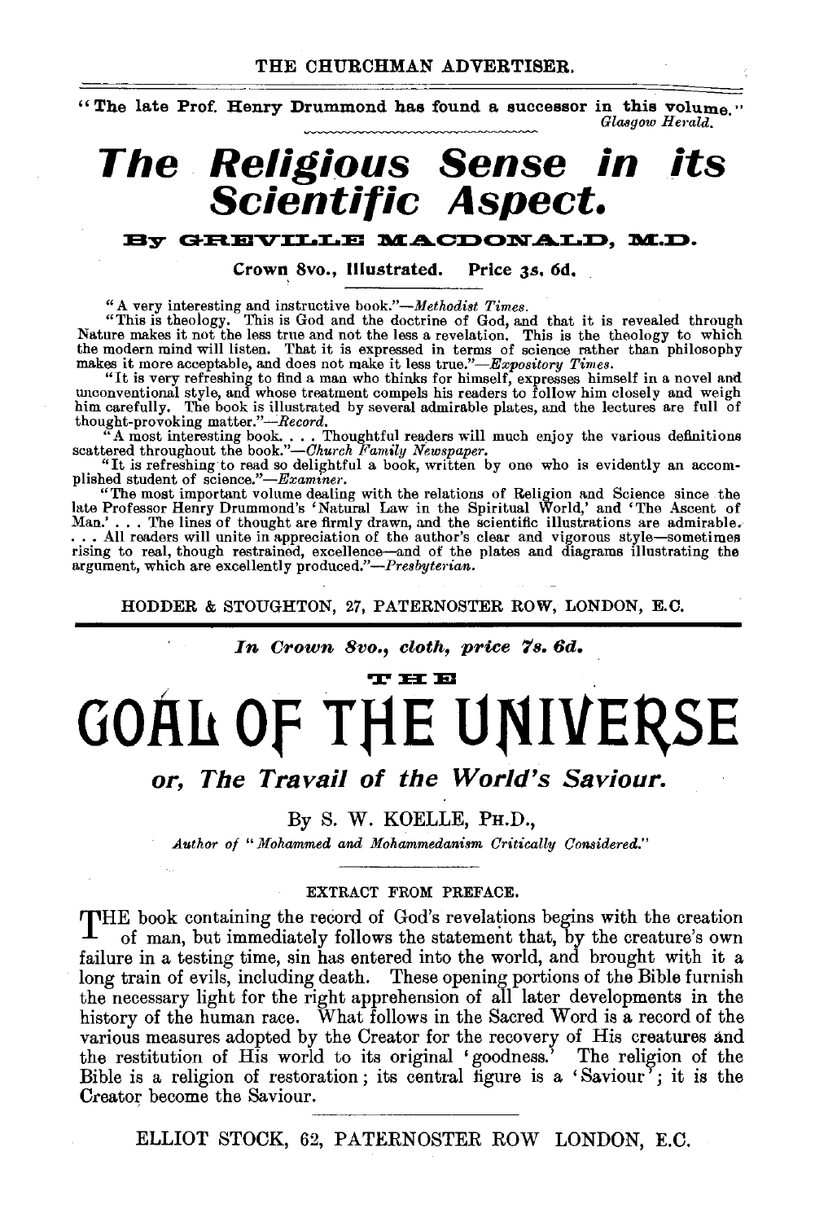"The late Prof. Henry Drummond has found a successor in this volume."
*Glasgow Herald.*

# *The Religious Sense in its Scientific Aspect.*

## By GREVILLE MACDONALD, M.D.

**Crown 8vo., Illustrated. Price 3s. 6d.**

"A very interesting and instructive book."—*Methodist Times.*

"This is theology. This is God and the doctrine of God, and that it is revealed through Nature makes it not the less true and not the less a revelation. This is the theology to which the modern mind will listen. That it is expressed in terms of science rather than philosophy makes it more acceptable, and does not make it less true."—*Expository Times.*

"It is very refreshing to find a man who thinks for himself, expresses himself in a novel and unconventional style, and whose treatment compels his readers to follow him closely and weigh him carefully. The book is illustrated by several admirable plates, and the lectures are full of thought-provoking matter."—*Record.*

"A most interesting book. . . . Thoughtful readers will much enjoy the various definitions scattered throughout the book."—*Church Family Newspaper.*

"It is refreshing to read so delightful a book, written by one who is evidently an accomplished student of science."—*Examiner.*

"The most important volume dealing with the relations of Religion and Science since the late Professor Henry Drummond's 'Natural Law in the Spiritual World,' and 'The Ascent of Man.' . . . The lines of thought are firmly drawn, and the scientific illustrations are admirable. . . . All readers will unite in appreciation of the author's clear and vigorous style—sometimes rising to real, though restrained, excellence—and of the plates and diagrams illustrating the argument, which are excellently produced."—*Presbyterian.*

HODDER & STOUGHTON, 27, PATERNOSTER ROW, LONDON, E.C.

---

*In Crown 8vo., cloth, price 7s. 6d.*

# THE GOAL OF THE UNIVERSE

## *or, The Travail of the World's Saviour.*

By S. W. KOELLE, PH.D.,

*Author of "Mohammed and Mohammedanism Critically Considered."*

EXTRACT FROM PREFACE.

THE book containing the record of God's revelations begins with the creation of man, but immediately follows the statement that, by the creature's own failure in a testing time, sin has entered into the world, and brought with it a long train of evils, including death. These opening portions of the Bible furnish the necessary light for the right apprehension of all later developments in the history of the human race. What follows in the Sacred Word is a record of the various measures adopted by the Creator for the recovery of His creatures and the restitution of His world to its original 'goodness.' The religion of the Bible is a religion of restoration; its central figure is a 'Saviour'; it is the Creator become the Saviour.

ELLIOT STOCK, 62, PATERNOSTER ROW LONDON, E.C.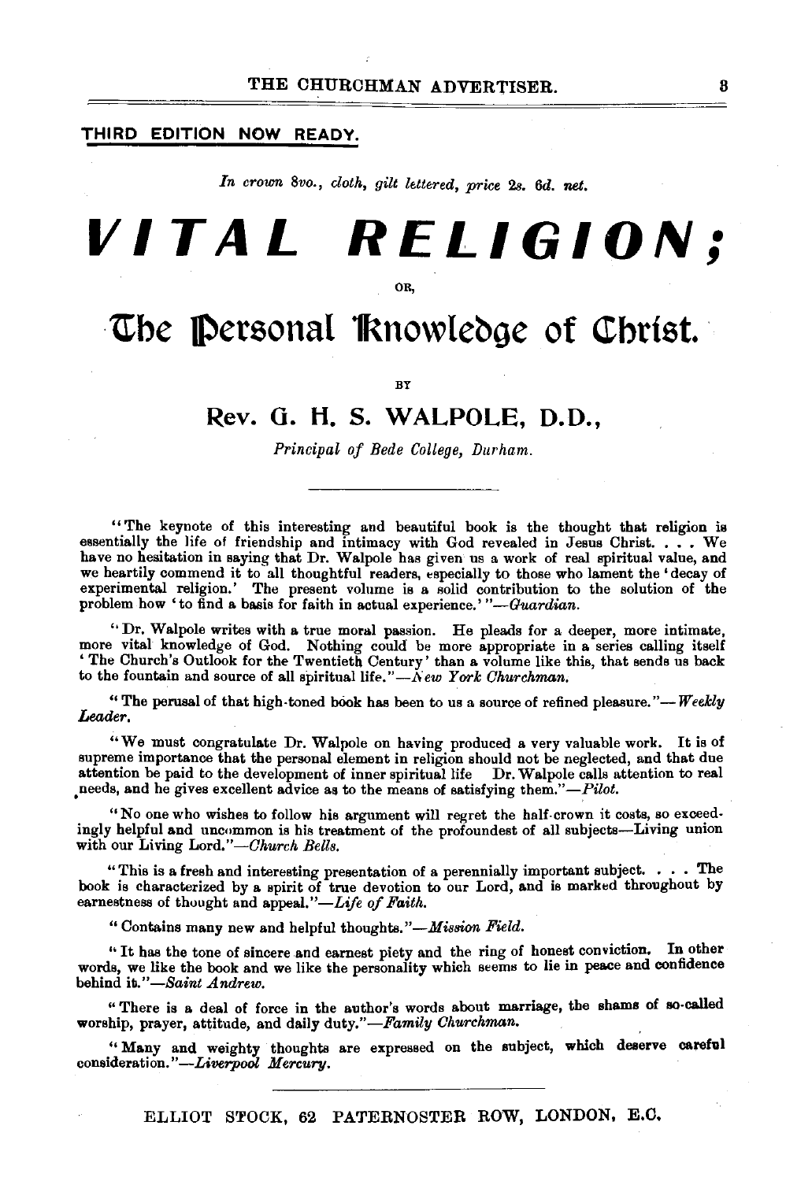**THIRD EDITION NOW READY.**

*In crown 8vo., cloth, gilt lettered, price 2s. 6d. net.*

# VITAL RELIGION;

OR,

## The Personal Knowledge of Christ.

BY

### Rev. G. H. S. WALPOLE, D.D.,

*Principal of Bede College, Durham.*

---

"The keynote of this interesting and beautiful book is the thought that religion is essentially the life of friendship and intimacy with God revealed in Jesus Christ. . . . We have no hesitation in saying that Dr. Walpole has given us a work of real spiritual value, and we heartily commend it to all thoughtful readers, especially to those who lament the 'decay of experimental religion.' The present volume is a solid contribution to the solution of the problem how 'to find a basis for faith in actual experience.'"—*Guardian.*

"Dr. Walpole writes with a true moral passion. He pleads for a deeper, more intimate, more vital knowledge of God. Nothing could be more appropriate in a series calling itself 'The Church's Outlook for the Twentieth Century' than a volume like this, that sends us back to the fountain and source of all spiritual life."—*New York Churchman.*

"The perusal of that high-toned book has been to us a source of refined pleasure."—*Weekly Leader.*

"We must congratulate Dr. Walpole on having produced a very valuable work. It is of supreme importance that the personal element in religion should not be neglected, and that due attention be paid to the development of inner spiritual life Dr. Walpole calls attention to real needs, and he gives excellent advice as to the means of satisfying them."—*Pilot.*

"No one who wishes to follow his argument will regret the half-crown it costs, so exceedingly helpful and uncommon is his treatment of the profoundest of all subjects—Living union with our Living Lord."—*Church Bells.*

"This is a fresh and interesting presentation of a perennially important subject. . . . The book is characterized by a spirit of true devotion to our Lord, and is marked throughout by earnestness of thought and appeal."—*Life of Faith.*

"Contains many new and helpful thoughts."—*Mission Field.*

"It has the tone of sincere and earnest piety and the ring of honest conviction. In other words, we like the book and we like the personality which seems to lie in peace and confidence behind it."—*Saint Andrew.*

"There is a deal of force in the author's words about marriage, the shams of so-called worship, prayer, attitude, and daily duty."—*Family Churchman.*

"Many and weighty thoughts are expressed on the subject, which deserve careful consideration."—*Liverpool Mercury.*

---

ELLIOT STOCK, 62 PATERNOSTER ROW, LONDON, E.C.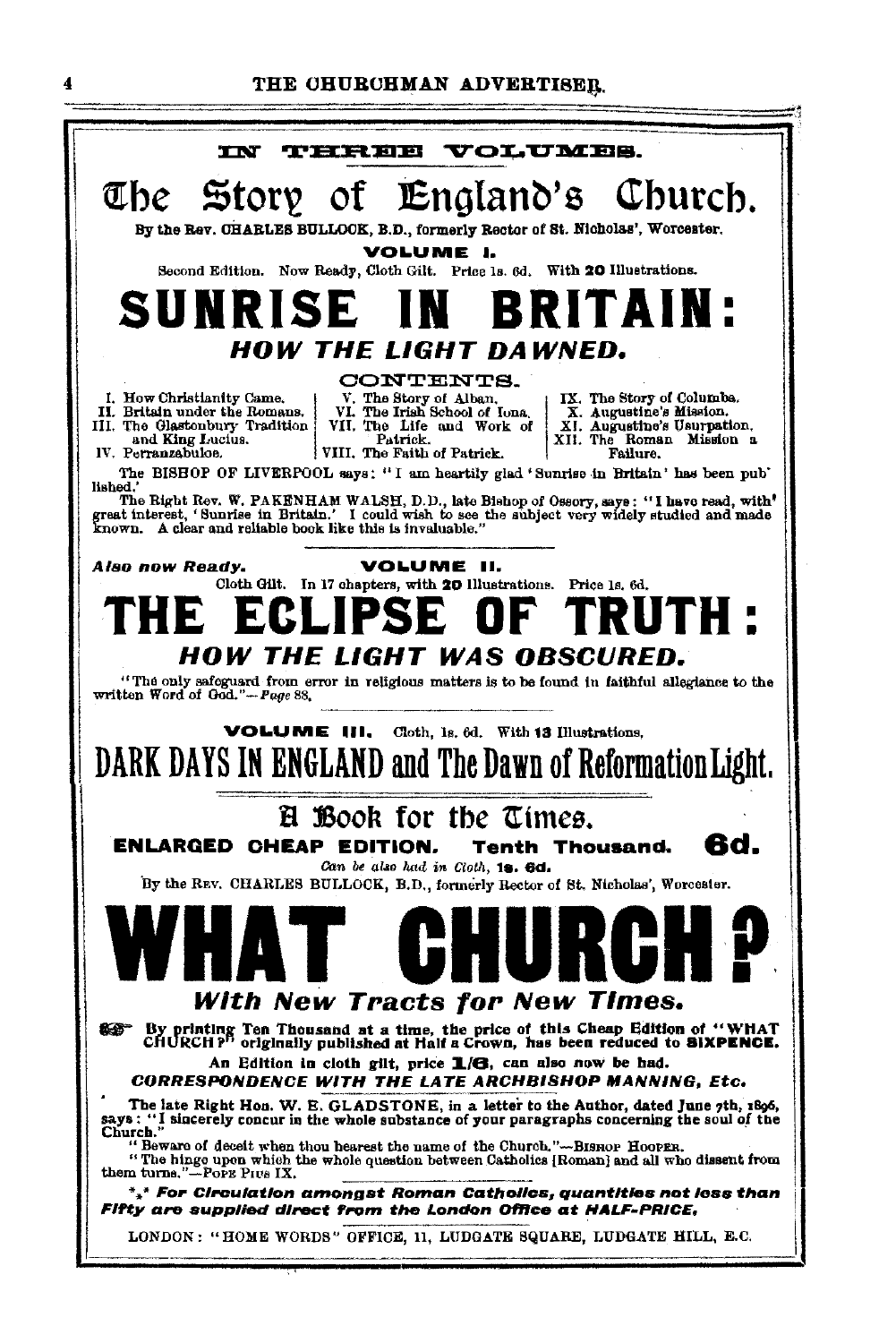IN THREE VOLUMES.

# The Story of England's Church.

By the Rev. CHARLES BULLOCK, B.D., formerly Rector of St. Nicholas', Worcester.

**VOLUME I.**

Second Edition. Now Ready, Cloth Gilt. Price 1s. 6d. With **20** Illustrations.

# SUNRISE IN BRITAIN:

## *HOW THE LIGHT DAWNED.*

CONTENTS.

I. How Christianity Came.
II. Britain under the Romans.
III. The Glastonbury Tradition and King Lucius.
IV. Perranzabuloe.
V. The Story of Alban.
VI. The Irish School of Iona.
VII. The Life and Work of Patrick.
VIII. The Faith of Patrick.
IX. The Story of Columba.
X. Augustine's Mission.
XI. Augustine's Usurpation.
XII. The Roman Mission a Failure.

The BISHOP OF LIVERPOOL says: "I am heartily glad 'Sunrise in Britain' has been published.'

The Right Rev. W. PAKENHAM WALSH, D.D., late Bishop of Ossory, says: "I have read, with great interest, 'Sunrise in Britain.' I could wish to see the subject very widely studied and made known. A clear and reliable book like this is invaluable."

*Also now Ready.* **VOLUME II.**

Cloth Gilt. In 17 chapters, with **20** Illustrations. Price 1s. 6d.

# THE ECLIPSE OF TRUTH:

## *HOW THE LIGHT WAS OBSCURED.*

"The only safeguard from error in religious matters is to be found in faithful allegiance to the written Word of God."—*Page* 88.

**VOLUME III.** Cloth, 1s. 6d. With **13** Illustrations.

# DARK DAYS IN ENGLAND and The Dawn of Reformation Light.

## A Book for the Times.

**ENLARGED CHEAP EDITION. Tenth Thousand. 6d.**

*Can be also had in Cloth,* **1s. 6d.**

By the REV. CHARLES BULLOCK, B.D., formerly Rector of St. Nicholas', Worcester.

# WHAT CHURCH?

## *With New Tracts for New Times.*

By printing Ten Thousand at a time, the price of this Cheap Edition of "WHAT CHURCH?" originally published at Half a Crown, has been reduced to **SIXPENCE.**

An Edition in cloth gilt, price **1/6**, can also now be had.

***CORRESPONDENCE WITH THE LATE ARCHBISHOP MANNING, Etc.***

The late Right Hon. W. E. GLADSTONE, in a letter to the Author, dated June 7th, 1896, says: "I sincerely concur in the whole substance of your paragraphs concerning the soul of the Church."

"Beware of deceit when thou hearest the name of the Church."—BISHOP HOOPER.

"The hinge upon which the whole question between Catholics [Roman] and all who dissent from them turns."—POPE PIUS IX.

\*\*\* ***For Circulation amongst Roman Catholics, quantities not less than Fifty are supplied direct from the London Office at HALF-PRICE.***

LONDON: "HOME WORDS" OFFICE, 11, LUDGATE SQUARE, LUDGATE HILL, E.C.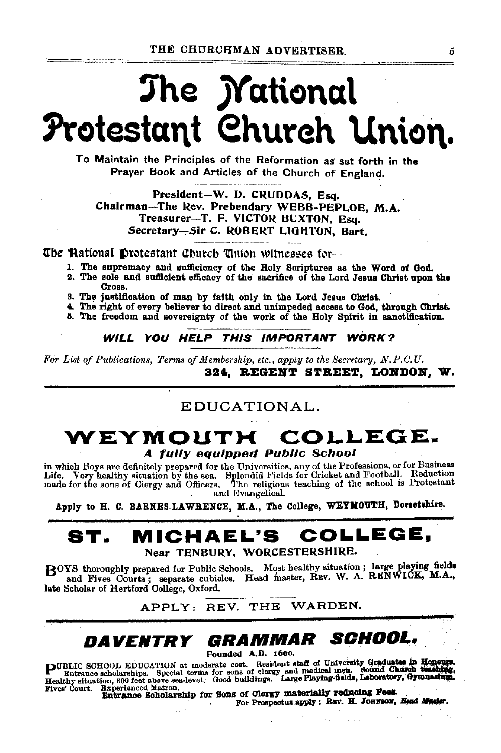# The National Protestant Church Union.

To Maintain the Principles of the Reformation as set forth in the Prayer Book and Articles of the Church of England.

President—W. D. CRUDDAS, Esq.
Chairman—The Rev. Prebendary WEBB-PEPLOE, M.A.
Treasurer—T. F. VICTOR BUXTON, Esq.
Secretary—Sir C. ROBERT LIGHTON, Bart.

The National Protestant Church Union witnesses for—

1. The supremacy and sufficiency of the Holy Scriptures as the Word of God.
2. The sole and sufficient efficacy of the sacrifice of the Lord Jesus Christ upon the Cross.
3. The justification of man by faith only in the Lord Jesus Christ.
4. The right of every believer to direct and unimpeded access to God, through Christ.
5. The freedom and sovereignty of the work of the Holy Spirit in sanctification.

***WILL YOU HELP THIS IMPORTANT WORK?***

*For List of Publications, Terms of Membership, etc., apply to the Secretary, N.P.C.U.*
**324, REGENT STREET, LONDON, W.**

## EDUCATIONAL.

# WEYMOUTH COLLEGE.

***A fully equipped Public School***

in which Boys are definitely prepared for the Universities, any of the Professions, or for Business Life. Very healthy situation by the sea. Splendid Fields for Cricket and Football. Reduction made for the sons of Clergy and Officers. The religious teaching of the school is Protestant and Evangelical.

**Apply to H. C. BARNES-LAWRENCE, M.A., The College, WEYMOUTH, Dorsetshire.**

# ST. MICHAEL'S COLLEGE,

Near TENBURY, WORCESTERSHIRE.

BOYS thoroughly prepared for Public Schools. Most healthy situation; large playing fields and Fives Courts; separate cubicles. Head master, REV. W. A. RENWICK, M.A., late Scholar of Hertford College, Oxford.

APPLY: REV. THE WARDEN.

# DAVENTRY GRAMMAR SCHOOL.

Founded A.D. 1600.

PUBLIC SCHOOL EDUCATION at moderate cost. Resident staff of University Graduates in Honours. Entrance scholarships. Special terms for sons of clergy and medical men. Sound Church teaching. Healthy situation, 800 feet above sea-level. Good buildings. Large Playing-fields, Laboratory, Gymnasium. Fives' Court. Experienced Matron.

**Entrance Scholarship for Sons of Clergy materially reducing Fees.**

For Prospectus apply: REV. H. JOHNSON, *Head Master.*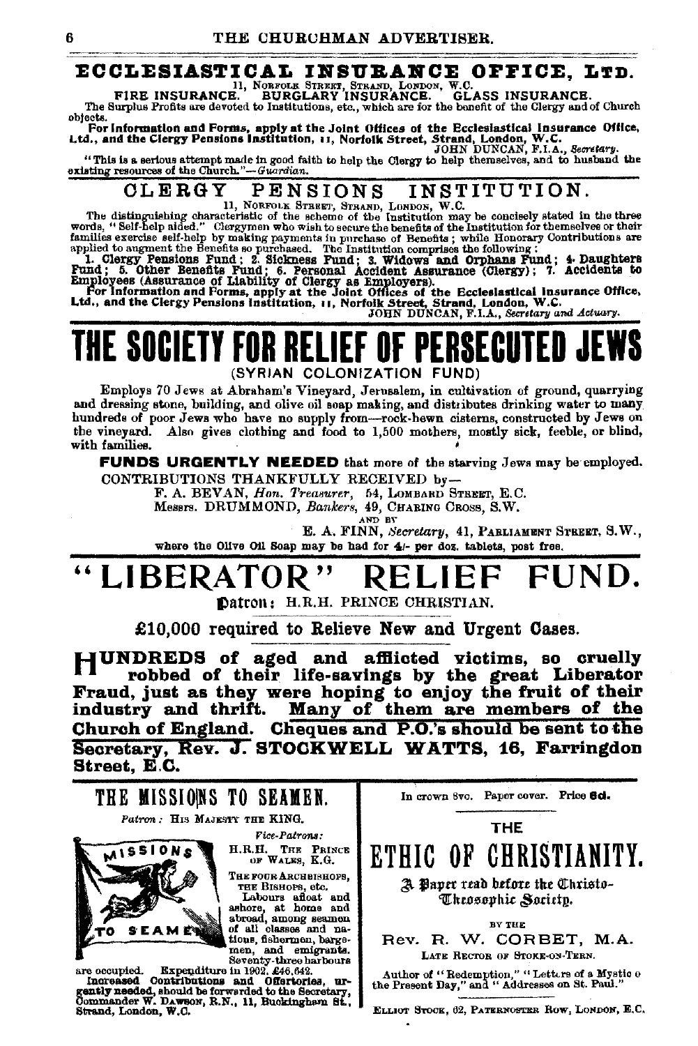# ECCLESIASTICAL INSURANCE OFFICE, LTD.

11, NORFOLK STREET, STRAND, LONDON, W.C.

**FIRE INSURANCE. BURGLARY INSURANCE. GLASS INSURANCE.**

The Surplus Profits are devoted to Institutions, etc., which are for the benefit of the Clergy and of Church objects.

**For Information and Forms, apply at the Joint Offices of the Ecclesiastical Insurance Office, Ltd., and the Clergy Pensions Institution, 11, Norfolk Street, Strand, London, W.C.**

JOHN DUNCAN, F.I.A., *Secretary.*

"This is a serious attempt made in good faith to help the Clergy to help themselves, and to husband the existing resources of the Church."—*Guardian.*

# CLERGY PENSIONS INSTITUTION.

11, NORFOLK STREET, STRAND, LONDON, W.C.

The distinguishing characteristic of the scheme of the Institution may be concisely stated in the three words, "Self-help aided." Clergymen who wish to secure the benefits of the Institution for themselves or their families exercise self-help by making payments in purchase of Benefits; while Honorary Contributions are applied to augment the Benefits so purchased. The Institution comprises the following:

**1. Clergy Pensions Fund; 2. Sickness Fund; 3. Widows and Orphans Fund; 4. Daughters Fund; 5. Other Benefits Fund; 6. Personal Accident Assurance (Clergy); 7. Accidents to Employees (Assurance of Liability of Clergy as Employers).**

**For Information and Forms, apply at the Joint Offices of the Ecclesiastical Insurance Office, Ltd., and the Clergy Pensions Institution, 11, Norfolk Street, Strand, London, W.C.**

JOHN DUNCAN, F.I.A., *Secretary and Actuary.*

# THE SOCIETY FOR RELIEF OF PERSECUTED JEWS

(SYRIAN COLONIZATION FUND)

Employs 70 Jews at Abraham's Vineyard, Jerusalem, in cultivation of ground, quarrying and dressing stone, building, and olive oil soap making, and distributes drinking water to many hundreds of poor Jews who have no supply from—rock-hewn cisterns, constructed by Jews on the vineyard. Also gives clothing and food to 1,500 mothers, mostly sick, feeble, or blind, with families.

**FUNDS URGENTLY NEEDED** that more of the starving Jews may be employed.

CONTRIBUTIONS THANKFULLY RECEIVED by—

F. A. BEVAN, *Hon. Treasurer*, 54, LOMBARD STREET, E.C.

Messrs. DRUMMOND, *Bankers*, 49, CHARING CROSS, S.W.

AND BY

E. A. FINN, *Secretary*, 41, PARLIAMENT STREET, S.W.,

where the Olive Oil Soap may be had for 4/- per doz. tablets, post free.

# "LIBERATOR" RELIEF FUND.

**Patron:** H.R.H. PRINCE CHRISTIAN.

**£10,000 required to Relieve New and Urgent Cases.**

**HUNDREDS of aged and afflicted victims, so cruelly robbed of their life-savings by the great Liberator Fraud, just as they were hoping to enjoy the fruit of their industry and thrift. Many of them are members of the Church of England. Cheques and P.O.'s should be sent to the Secretary, Rev. J. STOCKWELL WATTS, 16, Farringdon Street, E.C.**

# THE MISSIONS TO SEAMEN.

*Patron:* HIS MAJESTY THE KING.

*Vice-Patrons:*
H.R.H. THE PRINCE OF WALES, K.G.
THE FOUR ARCHBISHOPS, THE BISHOPS, etc.

Labours afloat and ashore, at home and abroad, among seamen of all classes and nations, fishermen, bargemen, and emigrants. Seventy-three harbours are occupied. Expenditure in 1902, £46,642.

**Increased Contributions and Offertories, urgently needed,** should be forwarded to the Secretary, Commander W. DAWSON, R.N., 11, Buckingham St., Strand, London, W.C.

In crown 8vo. Paper cover. Price **6d.**

# THE ETHIC OF CHRISTIANITY.

*A Paper read before the Christo-Theosophic Society.*

BY THE

Rev. R. W. CORBET, M.A.

LATE RECTOR OF STOKE-ON-TERN.

Author of "Redemption," "Letters of a Mystic o the Present Day," and "Addresses on St. Paul."

ELLIOT STOCK, 62, PATERNOSTER ROW, LONDON, E.C.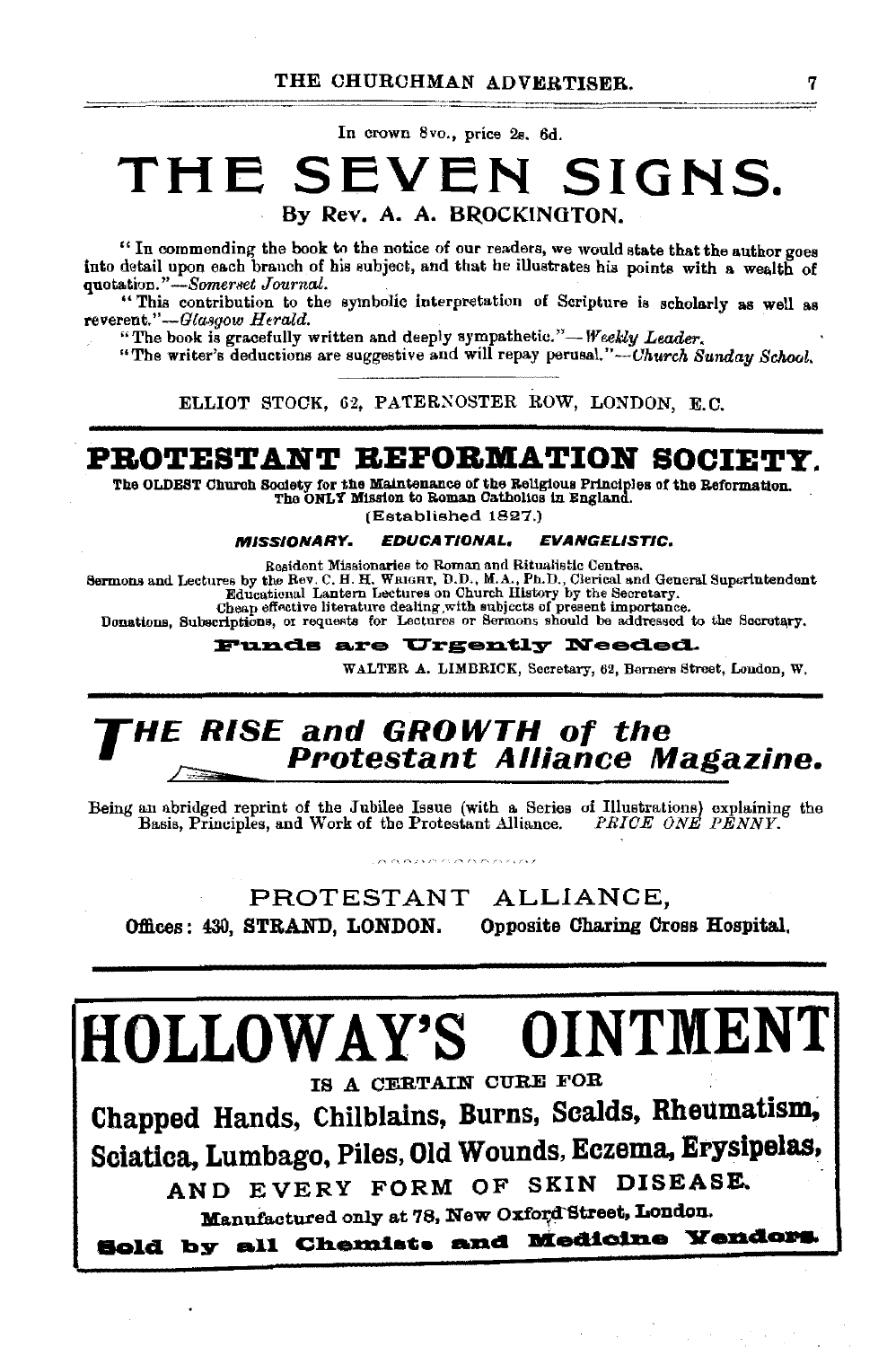In crown 8vo., price 2s. 6d.

# THE SEVEN SIGNS.

### By Rev. A. A. BROCKINGTON.

"In commending the book to the notice of our readers, we would state that the author goes into detail upon each branch of his subject, and that he illustrates his points with a wealth of quotation."—*Somerset Journal.*

"This contribution to the symbolic interpretation of Scripture is scholarly as well as reverent."—*Glasgow Herald.*

"The book is gracefully written and deeply sympathetic."—*Weekly Leader.*

"The writer's deductions are suggestive and will repay perusal."—*Church Sunday School.*

ELLIOT STOCK, 62, PATERNOSTER ROW, LONDON, E.C.

---

# PROTESTANT REFORMATION SOCIETY.

**The OLDEST Church Society for the Maintenance of the Religious Principles of the Reformation. The ONLY Mission to Roman Catholics in England.**

(Established 1827.)

***MISSIONARY. EDUCATIONAL. EVANGELISTIC.***

Resident Missionaries to Roman and Ritualistic Centres.
Sermons and Lectures by the Rev. C. H. H. WRIGHT, D.D., M.A., Ph.D., Clerical and General Superintendent
Educational Lantern Lectures on Church History by the Secretary.
Cheap effective literature dealing with subjects of present importance.
Donations, Subscriptions, or requests for Lectures or Sermons should be addressed to the Secretary.

**Funds are Urgently Needed.**

WALTER A. LIMBRICK, Secretary, 62, Berners Street, London, W.

---

# *THE RISE and GROWTH of the Protestant Alliance Magazine.*

Being an abridged reprint of the Jubilee Issue (with a Series of Illustrations) explaining the Basis, Principles, and Work of the Protestant Alliance. *PRICE ONE PENNY.*

PROTESTANT ALLIANCE,

**Offices: 430, STRAND, LONDON. Opposite Charing Cross Hospital.**

---

# HOLLOWAY'S OINTMENT

IS A CERTAIN CURE FOR

**Chapped Hands, Chilblains, Burns, Scalds, Rheumatism, Sciatica, Lumbago, Piles, Old Wounds, Eczema, Erysipelas,**

AND EVERY FORM OF SKIN DISEASE.

**Manufactured only at 78, New Oxford Street, London.**

**Sold by all Chemists and Medicine Vendors.**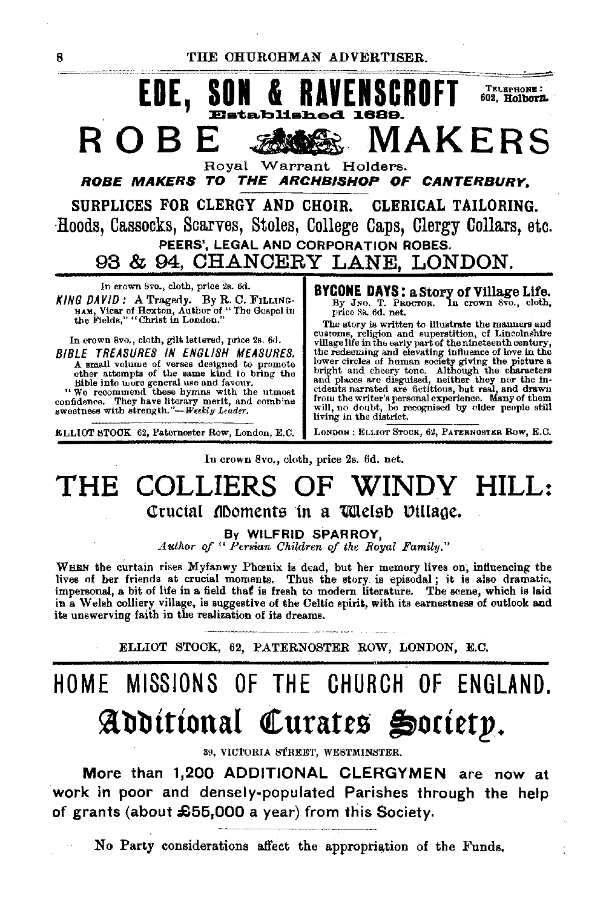# EDE, SON & RAVENSCROFT

TELEPHONE: 602, Holborn.

Established 1689.

# ROBE MAKERS

Royal Warrant Holders.

***ROBE MAKERS TO THE ARCHBISHOP OF CANTERBURY.***

**SURPLICES FOR CLERGY AND CHOIR. CLERICAL TAILORING.**

**Hoods, Cassocks, Scarves, Stoles, College Caps, Clergy Collars, etc.**

**PEERS', LEGAL AND CORPORATION ROBES.**

## 93 & 94, CHANCERY LANE, LONDON.

---

In crown 8vo., cloth, price 2s. 6d.

*KING DAVID*: A Tragedy. By R. C. FILLINGHAM, Vicar of Hexton, Author of "The Gospel in the Fields," "Christ in London."

In crown 8vo., cloth, gilt lettered, price 2s. 6d.

*BIBLE TREASURES IN ENGLISH MEASURES.* A small volume of verses designed to promote other attempts of the same kind to bring the Bible into more general use and favour.

"We recommend these hymns with the utmost confidence. They have literary merit, and combine sweetness with strength."—*Weekly Leader.*

ELLIOT STOCK 62, Paternoster Row, London, E.C.

---

**BYGONE DAYS: a Story of Village Life.** By JNO. T. PROCTOR. In crown 8vo., cloth, price 3s. 6d. net.

The story is written to illustrate the manners and customs, religion and superstition, of Lincolnshire village life in the early part of the nineteenth century, the redeeming and elevating influence of love in the lower circles of human society giving the picture a bright and cheery tone. Although the characters and places are disguised, neither they nor the incidents narrated are fictitious, but real, and drawn from the writer's personal experience. Many of them will, no doubt, be recognised by older people still living in the district.

LONDON: ELLIOT STOCK, 62, PATERNOSTER ROW, E.C.

---

In crown 8vo., cloth, price 2s. 6d. net.

# THE COLLIERS OF WINDY HILL:

## Crucial Moments in a Welsh Village.

By WILFRID SPARROY,

*Author of "Persian Children of the Royal Family."*

WHEN the curtain rises Myfanwy Phœnix is dead, but her memory lives on, influencing the lives of her friends at crucial moments. Thus the story is episodal; it is also dramatic, impersonal, a bit of life in a field that is fresh to modern literature. The scene, which is laid in a Welsh colliery village, is suggestive of the Celtic spirit, with its earnestness of outlook and its unswerving faith in the realization of its dreams.

ELLIOT STOCK, 62, PATERNOSTER ROW, LONDON, E.C.

---

# HOME MISSIONS OF THE CHURCH OF ENGLAND.

# Additional Curates Society.

39, VICTORIA STREET, WESTMINSTER.

**More than 1,200 ADDITIONAL CLERGYMEN are now at work in poor and densely-populated Parishes through the help of grants (about £55,000 a year) from this Society.**

No Party considerations affect the appropriation of the Funds.